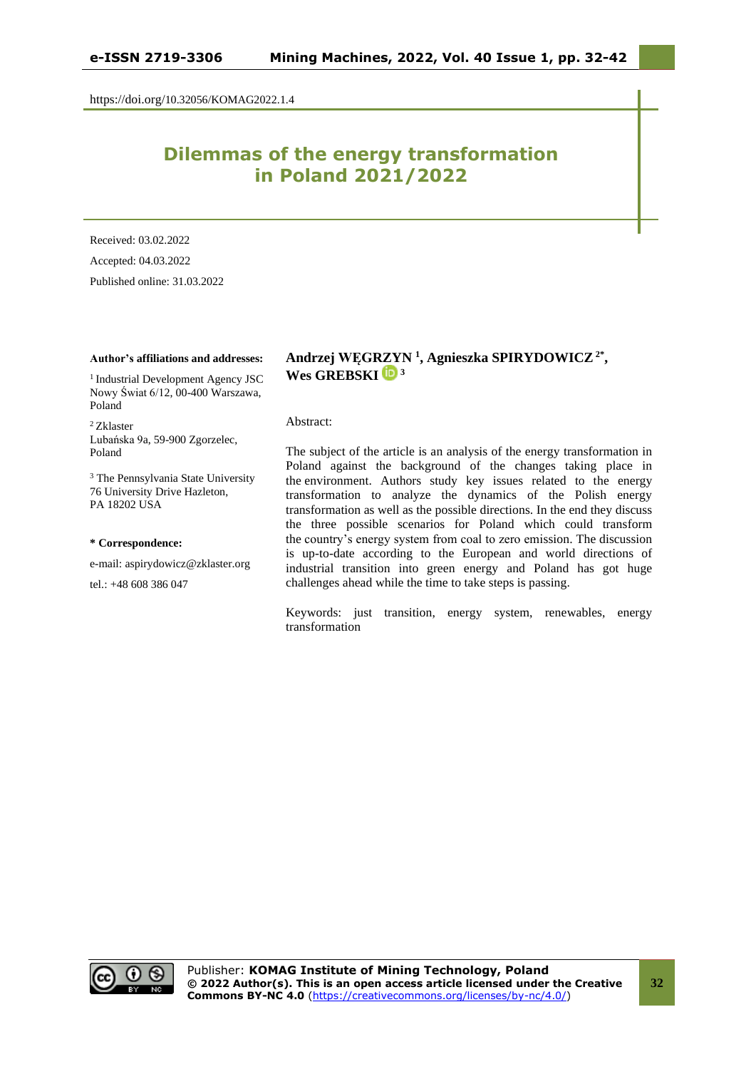https://doi.org/10.32056/KOMAG2022.1.4

# Dilemmas of the energy transformation in Poland 2021/2022

Received: 03.02.2022

Accepted: 04.03.2022

Published online: 31.03.2022

**Author's affiliations and addresses:**

[1] Industrial Development Agency JSC
Nowy Świat 6/12, 00-400 Warszawa, Poland

[2] Zklaster
Lubańska 9a, 59-900 Zgorzelec, Poland

[3] The Pennsylvania State University
76 University Drive Hazleton, PA 18202 USA

**\* Correspondence:**

e-mail: aspirydowicz@zklaster.org

tel.: +48 608 386 047

**Andrzej WĘGRZYN [1], Agnieszka SPIRYDOWICZ [2*], Wes GREBSKI [3]**

Abstract:

The subject of the article is an analysis of the energy transformation in Poland against the background of the changes taking place in the environment. Authors study key issues related to the energy transformation to analyze the dynamics of the Polish energy transformation as well as the possible directions. In the end they discuss the three possible scenarios for Poland which could transform the country's energy system from coal to zero emission. The discussion is up-to-date according to the European and world directions of industrial transition into green energy and Poland has got huge challenges ahead while the time to take steps is passing.

Keywords: just transition, energy system, renewables, energy transformation

Publisher: **KOMAG Institute of Mining Technology, Poland**
**© 2022 Author(s). This is an open access article licensed under the Creative Commons BY-NC 4.0** (https://creativecommons.org/licenses/by-nc/4.0/)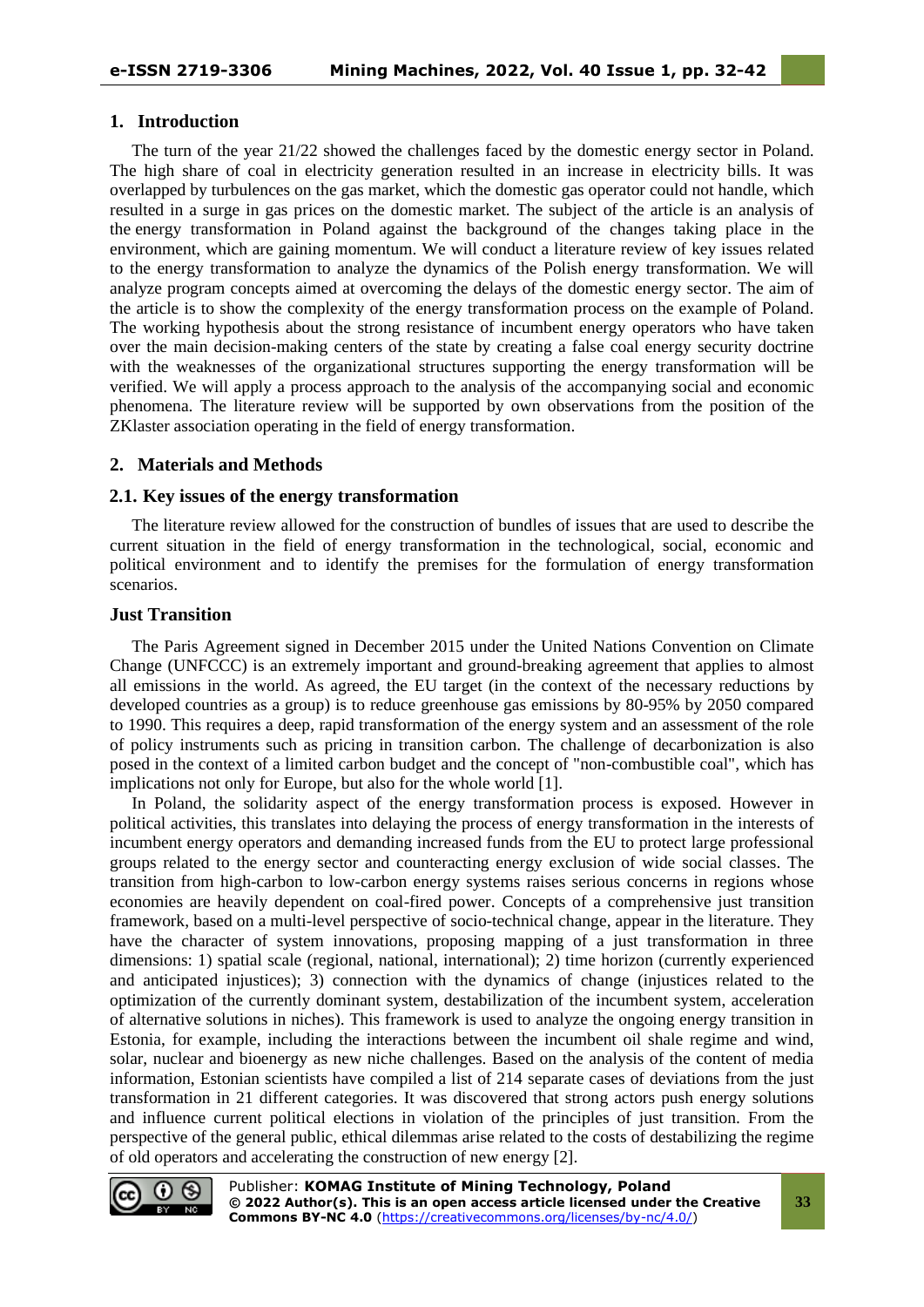## 1. Introduction

The turn of the year 21/22 showed the challenges faced by the domestic energy sector in Poland. The high share of coal in electricity generation resulted in an increase in electricity bills. It was overlapped by turbulences on the gas market, which the domestic gas operator could not handle, which resulted in a surge in gas prices on the domestic market. The subject of the article is an analysis of the energy transformation in Poland against the background of the changes taking place in the environment, which are gaining momentum. We will conduct a literature review of key issues related to the energy transformation to analyze the dynamics of the Polish energy transformation. We will analyze program concepts aimed at overcoming the delays of the domestic energy sector. The aim of the article is to show the complexity of the energy transformation process on the example of Poland. The working hypothesis about the strong resistance of incumbent energy operators who have taken over the main decision-making centers of the state by creating a false coal energy security doctrine with the weaknesses of the organizational structures supporting the energy transformation will be verified. We will apply a process approach to the analysis of the accompanying social and economic phenomena. The literature review will be supported by own observations from the position of the ZKlaster association operating in the field of energy transformation.

## 2. Materials and Methods

### 2.1. Key issues of the energy transformation

The literature review allowed for the construction of bundles of issues that are used to describe the current situation in the field of energy transformation in the technological, social, economic and political environment and to identify the premises for the formulation of energy transformation scenarios.

### Just Transition

The Paris Agreement signed in December 2015 under the United Nations Convention on Climate Change (UNFCCC) is an extremely important and ground-breaking agreement that applies to almost all emissions in the world. As agreed, the EU target (in the context of the necessary reductions by developed countries as a group) is to reduce greenhouse gas emissions by 80-95% by 2050 compared to 1990. This requires a deep, rapid transformation of the energy system and an assessment of the role of policy instruments such as pricing in transition carbon. The challenge of decarbonization is also posed in the context of a limited carbon budget and the concept of "non-combustible coal", which has implications not only for Europe, but also for the whole world [1].

In Poland, the solidarity aspect of the energy transformation process is exposed. However in political activities, this translates into delaying the process of energy transformation in the interests of incumbent energy operators and demanding increased funds from the EU to protect large professional groups related to the energy sector and counteracting energy exclusion of wide social classes. The transition from high-carbon to low-carbon energy systems raises serious concerns in regions whose economies are heavily dependent on coal-fired power. Concepts of a comprehensive just transition framework, based on a multi-level perspective of socio-technical change, appear in the literature. They have the character of system innovations, proposing mapping of a just transformation in three dimensions: 1) spatial scale (regional, national, international); 2) time horizon (currently experienced and anticipated injustices); 3) connection with the dynamics of change (injustices related to the optimization of the currently dominant system, destabilization of the incumbent system, acceleration of alternative solutions in niches). This framework is used to analyze the ongoing energy transition in Estonia, for example, including the interactions between the incumbent oil shale regime and wind, solar, nuclear and bioenergy as new niche challenges. Based on the analysis of the content of media information, Estonian scientists have compiled a list of 214 separate cases of deviations from the just transformation in 21 different categories. It was discovered that strong actors push energy solutions and influence current political elections in violation of the principles of just transition. From the perspective of the general public, ethical dilemmas arise related to the costs of destabilizing the regime of old operators and accelerating the construction of new energy [2].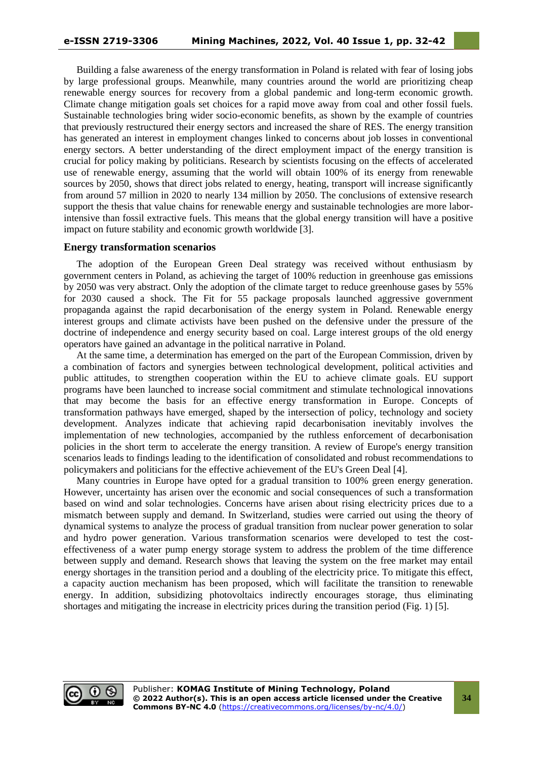Building a false awareness of the energy transformation in Poland is related with fear of losing jobs by large professional groups. Meanwhile, many countries around the world are prioritizing cheap renewable energy sources for recovery from a global pandemic and long-term economic growth. Climate change mitigation goals set choices for a rapid move away from coal and other fossil fuels. Sustainable technologies bring wider socio-economic benefits, as shown by the example of countries that previously restructured their energy sectors and increased the share of RES. The energy transition has generated an interest in employment changes linked to concerns about job losses in conventional energy sectors. A better understanding of the direct employment impact of the energy transition is crucial for policy making by politicians. Research by scientists focusing on the effects of accelerated use of renewable energy, assuming that the world will obtain 100% of its energy from renewable sources by 2050, shows that direct jobs related to energy, heating, transport will increase significantly from around 57 million in 2020 to nearly 134 million by 2050. The conclusions of extensive research support the thesis that value chains for renewable energy and sustainable technologies are more labor-intensive than fossil extractive fuels. This means that the global energy transition will have a positive impact on future stability and economic growth worldwide [3].

## Energy transformation scenarios

The adoption of the European Green Deal strategy was received without enthusiasm by government centers in Poland, as achieving the target of 100% reduction in greenhouse gas emissions by 2050 was very abstract. Only the adoption of the climate target to reduce greenhouse gases by 55% for 2030 caused a shock. The Fit for 55 package proposals launched aggressive government propaganda against the rapid decarbonisation of the energy system in Poland. Renewable energy interest groups and climate activists have been pushed on the defensive under the pressure of the doctrine of independence and energy security based on coal. Large interest groups of the old energy operators have gained an advantage in the political narrative in Poland.

At the same time, a determination has emerged on the part of the European Commission, driven by a combination of factors and synergies between technological development, political activities and public attitudes, to strengthen cooperation within the EU to achieve climate goals. EU support programs have been launched to increase social commitment and stimulate technological innovations that may become the basis for an effective energy transformation in Europe. Concepts of transformation pathways have emerged, shaped by the intersection of policy, technology and society development. Analyzes indicate that achieving rapid decarbonisation inevitably involves the implementation of new technologies, accompanied by the ruthless enforcement of decarbonisation policies in the short term to accelerate the energy transition. A review of Europe's energy transition scenarios leads to findings leading to the identification of consolidated and robust recommendations to policymakers and politicians for the effective achievement of the EU's Green Deal [4].

Many countries in Europe have opted for a gradual transition to 100% green energy generation. However, uncertainty has arisen over the economic and social consequences of such a transformation based on wind and solar technologies. Concerns have arisen about rising electricity prices due to a mismatch between supply and demand. In Switzerland, studies were carried out using the theory of dynamical systems to analyze the process of gradual transition from nuclear power generation to solar and hydro power generation. Various transformation scenarios were developed to test the cost-effectiveness of a water pump energy storage system to address the problem of the time difference between supply and demand. Research shows that leaving the system on the free market may entail energy shortages in the transition period and a doubling of the electricity price. To mitigate this effect, a capacity auction mechanism has been proposed, which will facilitate the transition to renewable energy. In addition, subsidizing photovoltaics indirectly encourages storage, thus eliminating shortages and mitigating the increase in electricity prices during the transition period (Fig. 1) [5].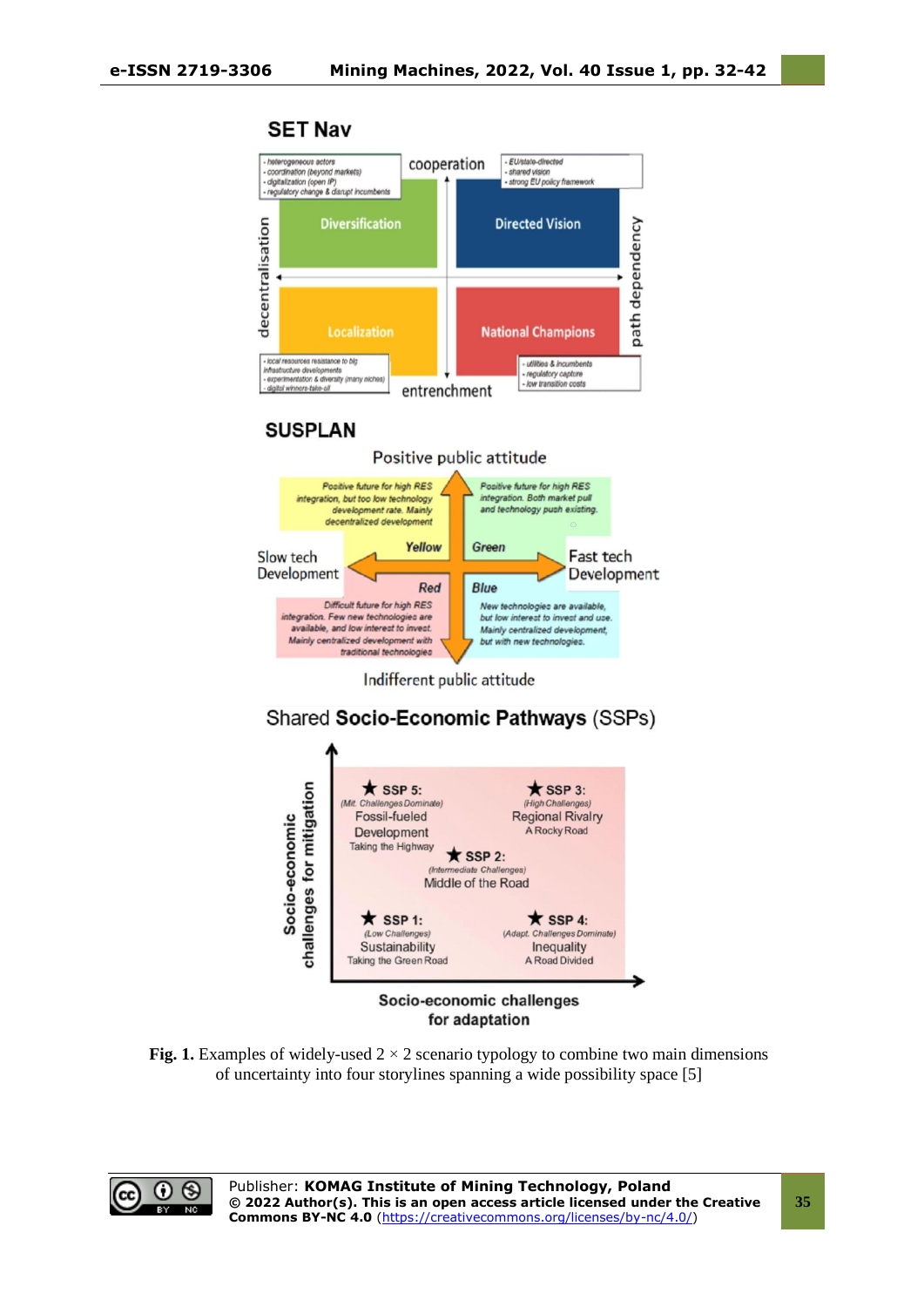**Fig. 1.** Examples of widely-used 2 × 2 scenario typology to combine two main dimensions of uncertainty into four storylines spanning a wide possibility space [5]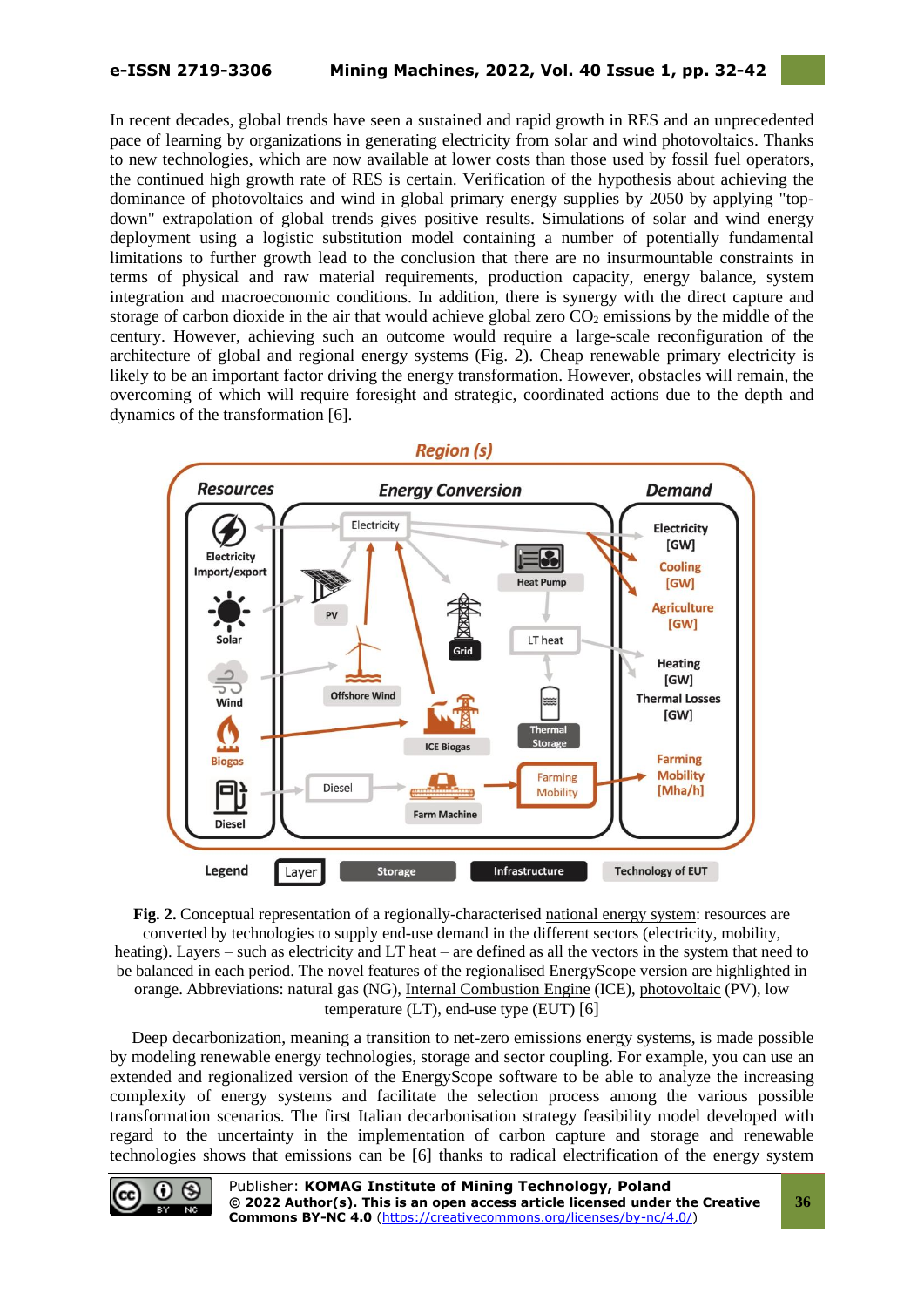In recent decades, global trends have seen a sustained and rapid growth in RES and an unprecedented pace of learning by organizations in generating electricity from solar and wind photovoltaics. Thanks to new technologies, which are now available at lower costs than those used by fossil fuel operators, the continued high growth rate of RES is certain. Verification of the hypothesis about achieving the dominance of photovoltaics and wind in global primary energy supplies by 2050 by applying "top-down" extrapolation of global trends gives positive results. Simulations of solar and wind energy deployment using a logistic substitution model containing a number of potentially fundamental limitations to further growth lead to the conclusion that there are no insurmountable constraints in terms of physical and raw material requirements, production capacity, energy balance, system integration and macroeconomic conditions. In addition, there is synergy with the direct capture and storage of carbon dioxide in the air that would achieve global zero $CO_2$ emissions by the middle of the century. However, achieving such an outcome would require a large-scale reconfiguration of the architecture of global and regional energy systems (Fig. 2). Cheap renewable primary electricity is likely to be an important factor driving the energy transformation. However, obstacles will remain, the overcoming of which will require foresight and strategic, coordinated actions due to the depth and dynamics of the transformation [6].

**Fig. 2.** Conceptual representation of a regionally-characterised national energy system: resources are converted by technologies to supply end-use demand in the different sectors (electricity, mobility, heating). Layers – such as electricity and LT heat – are defined as all the vectors in the system that need to be balanced in each period. The novel features of the regionalised EnergyScope version are highlighted in orange. Abbreviations: natural gas (NG), Internal Combustion Engine (ICE), photovoltaic (PV), low temperature (LT), end-use type (EUT) [6]

Deep decarbonization, meaning a transition to net-zero emissions energy systems, is made possible by modeling renewable energy technologies, storage and sector coupling. For example, you can use an extended and regionalized version of the EnergyScope software to be able to analyze the increasing complexity of energy systems and facilitate the selection process among the various possible transformation scenarios. The first Italian decarbonisation strategy feasibility model developed with regard to the uncertainty in the implementation of carbon capture and storage and renewable technologies shows that emissions can be [6] thanks to radical electrification of the energy system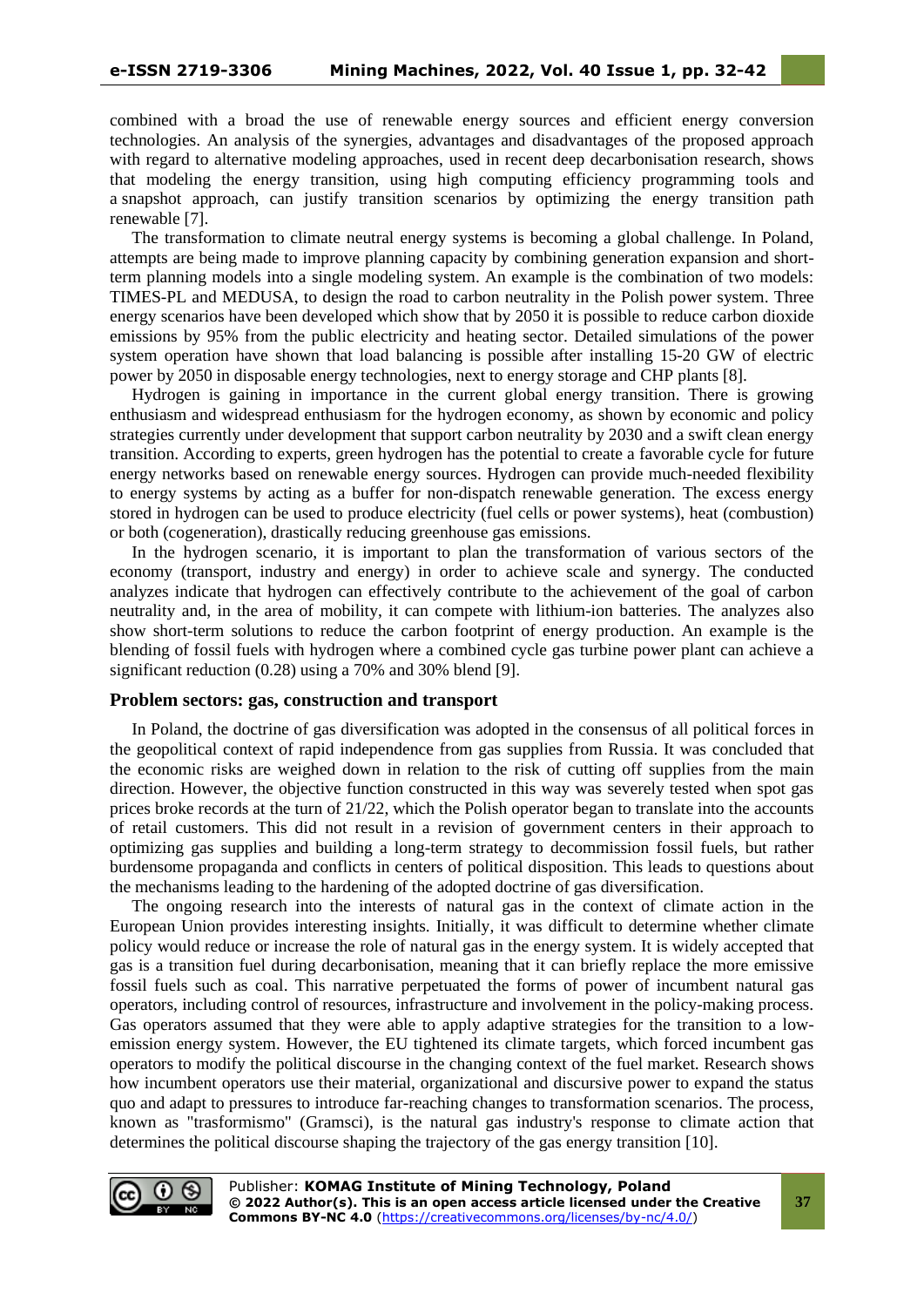combined with a broad the use of renewable energy sources and efficient energy conversion technologies. An analysis of the synergies, advantages and disadvantages of the proposed approach with regard to alternative modeling approaches, used in recent deep decarbonisation research, shows that modeling the energy transition, using high computing efficiency programming tools and a snapshot approach, can justify transition scenarios by optimizing the energy transition path renewable [7].

The transformation to climate neutral energy systems is becoming a global challenge. In Poland, attempts are being made to improve planning capacity by combining generation expansion and short-term planning models into a single modeling system. An example is the combination of two models: TIMES-PL and MEDUSA, to design the road to carbon neutrality in the Polish power system. Three energy scenarios have been developed which show that by 2050 it is possible to reduce carbon dioxide emissions by 95% from the public electricity and heating sector. Detailed simulations of the power system operation have shown that load balancing is possible after installing 15-20 GW of electric power by 2050 in disposable energy technologies, next to energy storage and CHP plants [8].

Hydrogen is gaining in importance in the current global energy transition. There is growing enthusiasm and widespread enthusiasm for the hydrogen economy, as shown by economic and policy strategies currently under development that support carbon neutrality by 2030 and a swift clean energy transition. According to experts, green hydrogen has the potential to create a favorable cycle for future energy networks based on renewable energy sources. Hydrogen can provide much-needed flexibility to energy systems by acting as a buffer for non-dispatch renewable generation. The excess energy stored in hydrogen can be used to produce electricity (fuel cells or power systems), heat (combustion) or both (cogeneration), drastically reducing greenhouse gas emissions.

In the hydrogen scenario, it is important to plan the transformation of various sectors of the economy (transport, industry and energy) in order to achieve scale and synergy. The conducted analyzes indicate that hydrogen can effectively contribute to the achievement of the goal of carbon neutrality and, in the area of mobility, it can compete with lithium-ion batteries. The analyzes also show short-term solutions to reduce the carbon footprint of energy production. An example is the blending of fossil fuels with hydrogen where a combined cycle gas turbine power plant can achieve a significant reduction (0.28) using a 70% and 30% blend [9].

## Problem sectors: gas, construction and transport

In Poland, the doctrine of gas diversification was adopted in the consensus of all political forces in the geopolitical context of rapid independence from gas supplies from Russia. It was concluded that the economic risks are weighed down in relation to the risk of cutting off supplies from the main direction. However, the objective function constructed in this way was severely tested when spot gas prices broke records at the turn of 21/22, which the Polish operator began to translate into the accounts of retail customers. This did not result in a revision of government centers in their approach to optimizing gas supplies and building a long-term strategy to decommission fossil fuels, but rather burdensome propaganda and conflicts in centers of political disposition. This leads to questions about the mechanisms leading to the hardening of the adopted doctrine of gas diversification.

The ongoing research into the interests of natural gas in the context of climate action in the European Union provides interesting insights. Initially, it was difficult to determine whether climate policy would reduce or increase the role of natural gas in the energy system. It is widely accepted that gas is a transition fuel during decarbonisation, meaning that it can briefly replace the more emissive fossil fuels such as coal. This narrative perpetuated the forms of power of incumbent natural gas operators, including control of resources, infrastructure and involvement in the policy-making process. Gas operators assumed that they were able to apply adaptive strategies for the transition to a low-emission energy system. However, the EU tightened its climate targets, which forced incumbent gas operators to modify the political discourse in the changing context of the fuel market. Research shows how incumbent operators use their material, organizational and discursive power to expand the status quo and adapt to pressures to introduce far-reaching changes to transformation scenarios. The process, known as "trasformismo" (Gramsci), is the natural gas industry's response to climate action that determines the political discourse shaping the trajectory of the gas energy transition [10].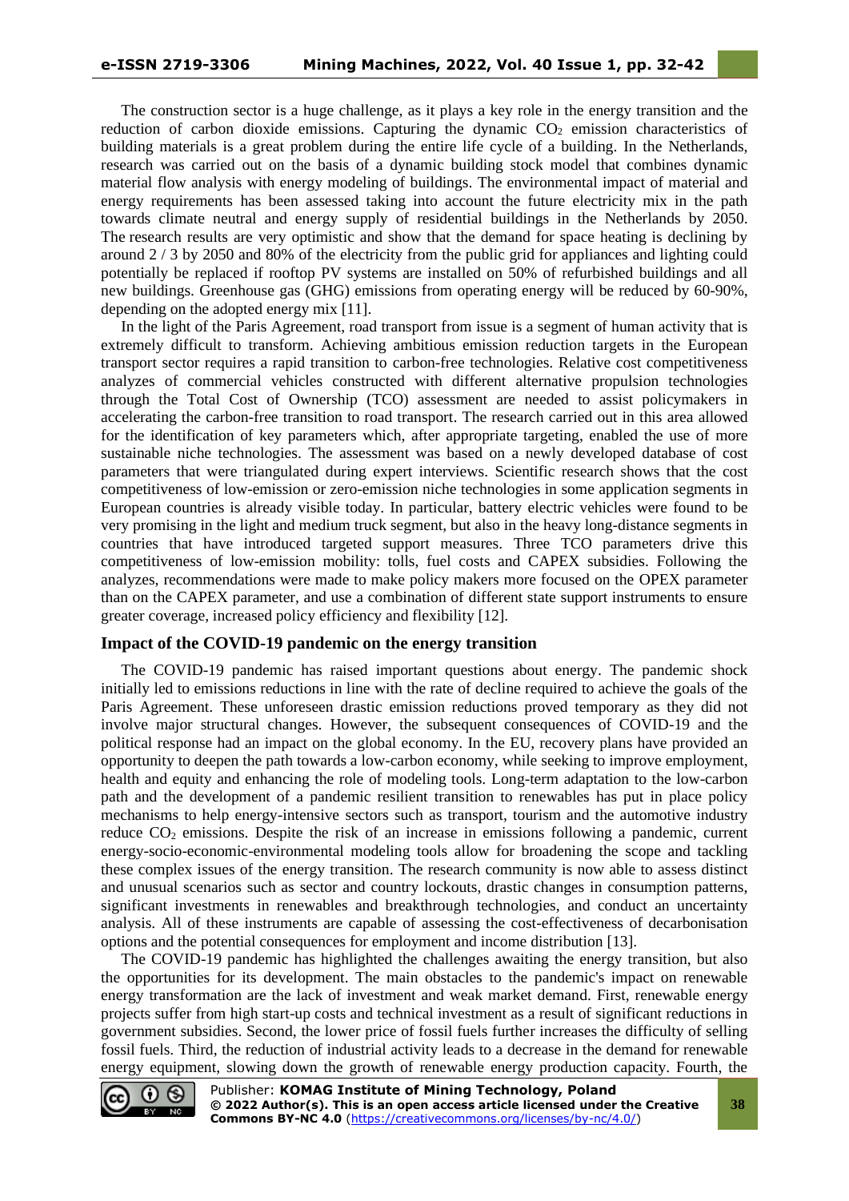The construction sector is a huge challenge, as it plays a key role in the energy transition and the reduction of carbon dioxide emissions. Capturing the dynamic $CO_2$ emission characteristics of building materials is a great problem during the entire life cycle of a building. In the Netherlands, research was carried out on the basis of a dynamic building stock model that combines dynamic material flow analysis with energy modeling of buildings. The environmental impact of material and energy requirements has been assessed taking into account the future electricity mix in the path towards climate neutral and energy supply of residential buildings in the Netherlands by 2050. The research results are very optimistic and show that the demand for space heating is declining by around 2 / 3 by 2050 and 80% of the electricity from the public grid for appliances and lighting could potentially be replaced if rooftop PV systems are installed on 50% of refurbished buildings and all new buildings. Greenhouse gas (GHG) emissions from operating energy will be reduced by 60-90%, depending on the adopted energy mix [11].

In the light of the Paris Agreement, road transport from issue is a segment of human activity that is extremely difficult to transform. Achieving ambitious emission reduction targets in the European transport sector requires a rapid transition to carbon-free technologies. Relative cost competitiveness analyzes of commercial vehicles constructed with different alternative propulsion technologies through the Total Cost of Ownership (TCO) assessment are needed to assist policymakers in accelerating the carbon-free transition to road transport. The research carried out in this area allowed for the identification of key parameters which, after appropriate targeting, enabled the use of more sustainable niche technologies. The assessment was based on a newly developed database of cost parameters that were triangulated during expert interviews. Scientific research shows that the cost competitiveness of low-emission or zero-emission niche technologies in some application segments in European countries is already visible today. In particular, battery electric vehicles were found to be very promising in the light and medium truck segment, but also in the heavy long-distance segments in countries that have introduced targeted support measures. Three TCO parameters drive this competitiveness of low-emission mobility: tolls, fuel costs and CAPEX subsidies. Following the analyzes, recommendations were made to make policy makers more focused on the OPEX parameter than on the CAPEX parameter, and use a combination of different state support instruments to ensure greater coverage, increased policy efficiency and flexibility [12].

## Impact of the COVID-19 pandemic on the energy transition

The COVID-19 pandemic has raised important questions about energy. The pandemic shock initially led to emissions reductions in line with the rate of decline required to achieve the goals of the Paris Agreement. These unforeseen drastic emission reductions proved temporary as they did not involve major structural changes. However, the subsequent consequences of COVID-19 and the political response had an impact on the global economy. In the EU, recovery plans have provided an opportunity to deepen the path towards a low-carbon economy, while seeking to improve employment, health and equity and enhancing the role of modeling tools. Long-term adaptation to the low-carbon path and the development of a pandemic resilient transition to renewables has put in place policy mechanisms to help energy-intensive sectors such as transport, tourism and the automotive industry reduce $CO_2$ emissions. Despite the risk of an increase in emissions following a pandemic, current energy-socio-economic-environmental modeling tools allow for broadening the scope and tackling these complex issues of the energy transition. The research community is now able to assess distinct and unusual scenarios such as sector and country lockouts, drastic changes in consumption patterns, significant investments in renewables and breakthrough technologies, and conduct an uncertainty analysis. All of these instruments are capable of assessing the cost-effectiveness of decarbonisation options and the potential consequences for employment and income distribution [13].

The COVID-19 pandemic has highlighted the challenges awaiting the energy transition, but also the opportunities for its development. The main obstacles to the pandemic's impact on renewable energy transformation are the lack of investment and weak market demand. First, renewable energy projects suffer from high start-up costs and technical investment as a result of significant reductions in government subsidies. Second, the lower price of fossil fuels further increases the difficulty of selling fossil fuels. Third, the reduction of industrial activity leads to a decrease in the demand for renewable energy equipment, slowing down the growth of renewable energy production capacity. Fourth, the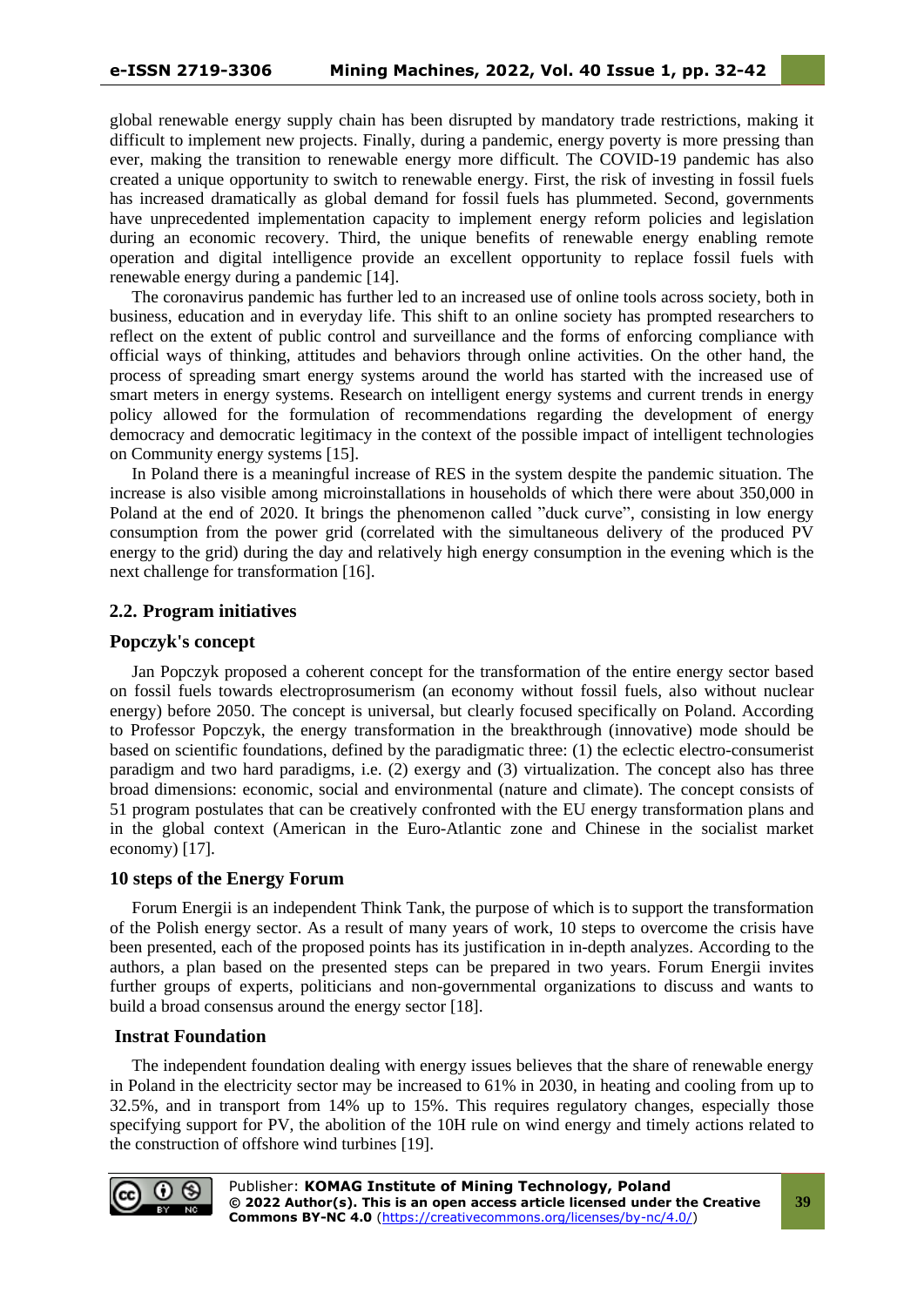global renewable energy supply chain has been disrupted by mandatory trade restrictions, making it difficult to implement new projects. Finally, during a pandemic, energy poverty is more pressing than ever, making the transition to renewable energy more difficult. The COVID-19 pandemic has also created a unique opportunity to switch to renewable energy. First, the risk of investing in fossil fuels has increased dramatically as global demand for fossil fuels has plummeted. Second, governments have unprecedented implementation capacity to implement energy reform policies and legislation during an economic recovery. Third, the unique benefits of renewable energy enabling remote operation and digital intelligence provide an excellent opportunity to replace fossil fuels with renewable energy during a pandemic [14].

The coronavirus pandemic has further led to an increased use of online tools across society, both in business, education and in everyday life. This shift to an online society has prompted researchers to reflect on the extent of public control and surveillance and the forms of enforcing compliance with official ways of thinking, attitudes and behaviors through online activities. On the other hand, the process of spreading smart energy systems around the world has started with the increased use of smart meters in energy systems. Research on intelligent energy systems and current trends in energy policy allowed for the formulation of recommendations regarding the development of energy democracy and democratic legitimacy in the context of the possible impact of intelligent technologies on Community energy systems [15].

In Poland there is a meaningful increase of RES in the system despite the pandemic situation. The increase is also visible among microinstallations in households of which there were about 350,000 in Poland at the end of 2020. It brings the phenomenon called "duck curve", consisting in low energy consumption from the power grid (correlated with the simultaneous delivery of the produced PV energy to the grid) during the day and relatively high energy consumption in the evening which is the next challenge for transformation [16].

## 2.2. Program initiatives

### Popczyk's concept

Jan Popczyk proposed a coherent concept for the transformation of the entire energy sector based on fossil fuels towards electroprosumerism (an economy without fossil fuels, also without nuclear energy) before 2050. The concept is universal, but clearly focused specifically on Poland. According to Professor Popczyk, the energy transformation in the breakthrough (innovative) mode should be based on scientific foundations, defined by the paradigmatic three: (1) the eclectic electro-consumerist paradigm and two hard paradigms, i.e. (2) exergy and (3) virtualization. The concept also has three broad dimensions: economic, social and environmental (nature and climate). The concept consists of 51 program postulates that can be creatively confronted with the EU energy transformation plans and in the global context (American in the Euro-Atlantic zone and Chinese in the socialist market economy) [17].

### 10 steps of the Energy Forum

Forum Energii is an independent Think Tank, the purpose of which is to support the transformation of the Polish energy sector. As a result of many years of work, 10 steps to overcome the crisis have been presented, each of the proposed points has its justification in in-depth analyzes. According to the authors, a plan based on the presented steps can be prepared in two years. Forum Energii invites further groups of experts, politicians and non-governmental organizations to discuss and wants to build a broad consensus around the energy sector [18].

### Instrat Foundation

The independent foundation dealing with energy issues believes that the share of renewable energy in Poland in the electricity sector may be increased to 61% in 2030, in heating and cooling from up to 32.5%, and in transport from 14% up to 15%. This requires regulatory changes, especially those specifying support for PV, the abolition of the 10H rule on wind energy and timely actions related to the construction of offshore wind turbines [19].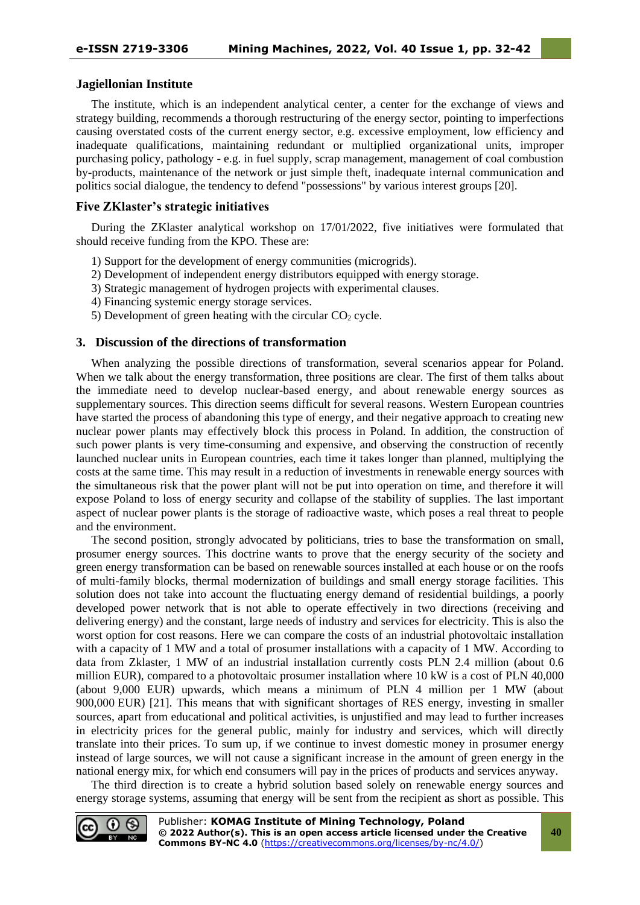### Jagiellonian Institute

The institute, which is an independent analytical center, a center for the exchange of views and strategy building, recommends a thorough restructuring of the energy sector, pointing to imperfections causing overstated costs of the current energy sector, e.g. excessive employment, low efficiency and inadequate qualifications, maintaining redundant or multiplied organizational units, improper purchasing policy, pathology - e.g. in fuel supply, scrap management, management of coal combustion by-products, maintenance of the network or just simple theft, inadequate internal communication and politics social dialogue, the tendency to defend "possessions" by various interest groups [20].

### Five ZKlaster's strategic initiatives

During the ZKlaster analytical workshop on 17/01/2022, five initiatives were formulated that should receive funding from the KPO. These are:

1) Support for the development of energy communities (microgrids).
2) Development of independent energy distributors equipped with energy storage.
3) Strategic management of hydrogen projects with experimental clauses.
4) Financing systemic energy storage services.
5) Development of green heating with the circular $CO_2$ cycle.

## 3. Discussion of the directions of transformation

When analyzing the possible directions of transformation, several scenarios appear for Poland. When we talk about the energy transformation, three positions are clear. The first of them talks about the immediate need to develop nuclear-based energy, and about renewable energy sources as supplementary sources. This direction seems difficult for several reasons. Western European countries have started the process of abandoning this type of energy, and their negative approach to creating new nuclear power plants may effectively block this process in Poland. In addition, the construction of such power plants is very time-consuming and expensive, and observing the construction of recently launched nuclear units in European countries, each time it takes longer than planned, multiplying the costs at the same time. This may result in a reduction of investments in renewable energy sources with the simultaneous risk that the power plant will not be put into operation on time, and therefore it will expose Poland to loss of energy security and collapse of the stability of supplies. The last important aspect of nuclear power plants is the storage of radioactive waste, which poses a real threat to people and the environment.

The second position, strongly advocated by politicians, tries to base the transformation on small, prosumer energy sources. This doctrine wants to prove that the energy security of the society and green energy transformation can be based on renewable sources installed at each house or on the roofs of multi-family blocks, thermal modernization of buildings and small energy storage facilities. This solution does not take into account the fluctuating energy demand of residential buildings, a poorly developed power network that is not able to operate effectively in two directions (receiving and delivering energy) and the constant, large needs of industry and services for electricity. This is also the worst option for cost reasons. Here we can compare the costs of an industrial photovoltaic installation with a capacity of 1 MW and a total of prosumer installations with a capacity of 1 MW. According to data from Zklaster, 1 MW of an industrial installation currently costs PLN 2.4 million (about 0.6 million EUR), compared to a photovoltaic prosumer installation where 10 kW is a cost of PLN 40,000 (about 9,000 EUR) upwards, which means a minimum of PLN 4 million per 1 MW (about 900,000 EUR) [21]. This means that with significant shortages of RES energy, investing in smaller sources, apart from educational and political activities, is unjustified and may lead to further increases in electricity prices for the general public, mainly for industry and services, which will directly translate into their prices. To sum up, if we continue to invest domestic money in prosumer energy instead of large sources, we will not cause a significant increase in the amount of green energy in the national energy mix, for which end consumers will pay in the prices of products and services anyway.

The third direction is to create a hybrid solution based solely on renewable energy sources and energy storage systems, assuming that energy will be sent from the recipient as short as possible. This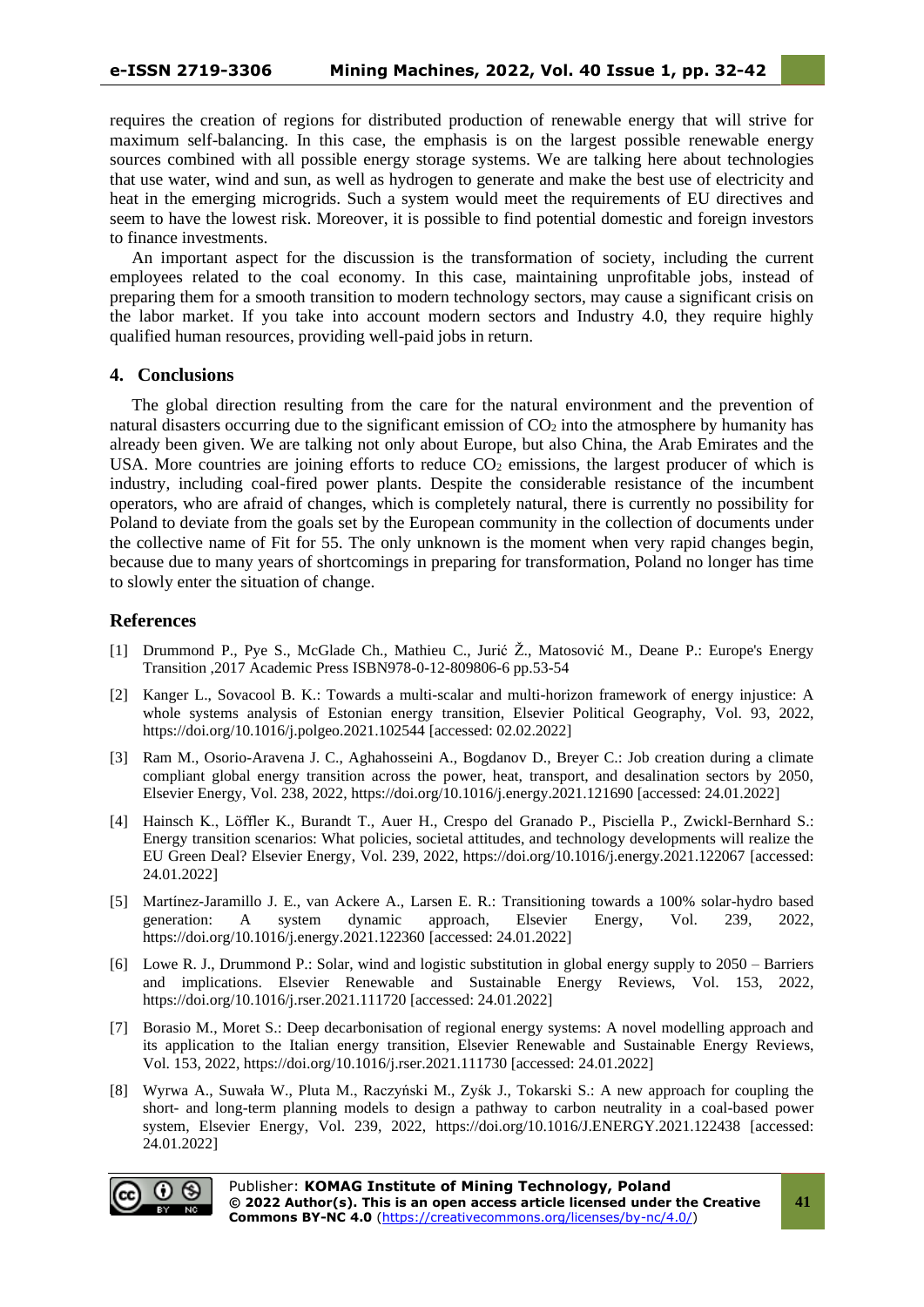requires the creation of regions for distributed production of renewable energy that will strive for maximum self-balancing. In this case, the emphasis is on the largest possible renewable energy sources combined with all possible energy storage systems. We are talking here about technologies that use water, wind and sun, as well as hydrogen to generate and make the best use of electricity and heat in the emerging microgrids. Such a system would meet the requirements of EU directives and seem to have the lowest risk. Moreover, it is possible to find potential domestic and foreign investors to finance investments.

An important aspect for the discussion is the transformation of society, including the current employees related to the coal economy. In this case, maintaining unprofitable jobs, instead of preparing them for a smooth transition to modern technology sectors, may cause a significant crisis on the labor market. If you take into account modern sectors and Industry 4.0, they require highly qualified human resources, providing well-paid jobs in return.

## 4. Conclusions

The global direction resulting from the care for the natural environment and the prevention of natural disasters occurring due to the significant emission of $CO_2$ into the atmosphere by humanity has already been given. We are talking not only about Europe, but also China, the Arab Emirates and the USA. More countries are joining efforts to reduce $CO_2$ emissions, the largest producer of which is industry, including coal-fired power plants. Despite the considerable resistance of the incumbent operators, who are afraid of changes, which is completely natural, there is currently no possibility for Poland to deviate from the goals set by the European community in the collection of documents under the collective name of Fit for 55. The only unknown is the moment when very rapid changes begin, because due to many years of shortcomings in preparing for transformation, Poland no longer has time to slowly enter the situation of change.

## References

[1] Drummond P., Pye S., McGlade Ch., Mathieu C., Jurić Ž., Matosović M., Deane P.: Europe's Energy Transition ,2017 Academic Press ISBN978-0-12-809806-6 pp.53-54

[2] Kanger L., Sovacool B. K.: Towards a multi-scalar and multi-horizon framework of energy injustice: A whole systems analysis of Estonian energy transition, Elsevier Political Geography, Vol. 93, 2022, https://doi.org/10.1016/j.polgeo.2021.102544 [accessed: 02.02.2022]

[3] Ram M., Osorio-Aravena J. C., Aghahosseini A., Bogdanov D., Breyer C.: Job creation during a climate compliant global energy transition across the power, heat, transport, and desalination sectors by 2050, Elsevier Energy, Vol. 238, 2022, https://doi.org/10.1016/j.energy.2021.121690 [accessed: 24.01.2022]

[4] Hainsch K., Löffler K., Burandt T., Auer H., Crespo del Granado P., Pisciella P., Zwickl-Bernhard S.: Energy transition scenarios: What policies, societal attitudes, and technology developments will realize the EU Green Deal? Elsevier Energy, Vol. 239, 2022, https://doi.org/10.1016/j.energy.2021.122067 [accessed: 24.01.2022]

[5] Martínez-Jaramillo J. E., van Ackere A., Larsen E. R.: Transitioning towards a 100% solar-hydro based generation: A system dynamic approach, Elsevier Energy, Vol. 239, 2022, https://doi.org/10.1016/j.energy.2021.122360 [accessed: 24.01.2022]

[6] Lowe R. J., Drummond P.: Solar, wind and logistic substitution in global energy supply to 2050 – Barriers and implications. Elsevier Renewable and Sustainable Energy Reviews, Vol. 153, 2022, https://doi.org/10.1016/j.rser.2021.111720 [accessed: 24.01.2022]

[7] Borasio M., Moret S.: Deep decarbonisation of regional energy systems: A novel modelling approach and its application to the Italian energy transition, Elsevier Renewable and Sustainable Energy Reviews, Vol. 153, 2022, https://doi.org/10.1016/j.rser.2021.111730 [accessed: 24.01.2022]

[8] Wyrwa A., Suwała W., Pluta M., Raczyński M., Zyśk J., Tokarski S.: A new approach for coupling the short- and long-term planning models to design a pathway to carbon neutrality in a coal-based power system, Elsevier Energy, Vol. 239, 2022, https://doi.org/10.1016/J.ENERGY.2021.122438 [accessed: 24.01.2022]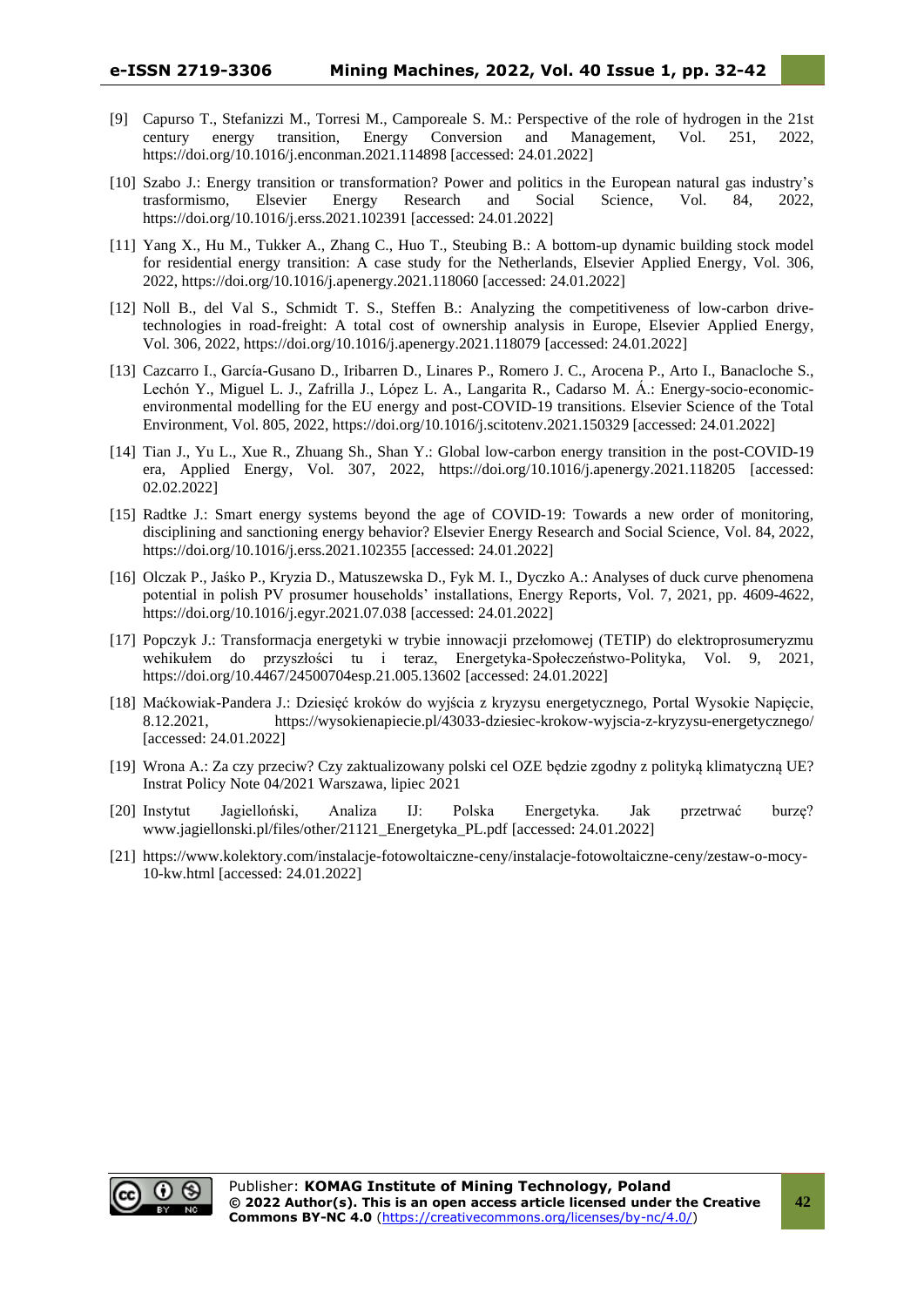[9] Capurso T., Stefanizzi M., Torresi M., Camporeale S. M.: Perspective of the role of hydrogen in the 21st century energy transition, Energy Conversion and Management, Vol. 251, 2022, https://doi.org/10.1016/j.enconman.2021.114898 [accessed: 24.01.2022]

[10] Szabo J.: Energy transition or transformation? Power and politics in the European natural gas industry's trasformismo, Elsevier Energy Research and Social Science, Vol. 84, 2022, https://doi.org/10.1016/j.erss.2021.102391 [accessed: 24.01.2022]

[11] Yang X., Hu M., Tukker A., Zhang C., Huo T., Steubing B.: A bottom-up dynamic building stock model for residential energy transition: A case study for the Netherlands, Elsevier Applied Energy, Vol. 306, 2022, https://doi.org/10.1016/j.apenergy.2021.118060 [accessed: 24.01.2022]

[12] Noll B., del Val S., Schmidt T. S., Steffen B.: Analyzing the competitiveness of low-carbon drive-technologies in road-freight: A total cost of ownership analysis in Europe, Elsevier Applied Energy, Vol. 306, 2022, https://doi.org/10.1016/j.apenergy.2021.118079 [accessed: 24.01.2022]

[13] Cazcarro I., García-Gusano D., Iribarren D., Linares P., Romero J. C., Arocena P., Arto I., Banacloche S., Lechón Y., Miguel L. J., Zafrilla J., López L. A., Langarita R., Cadarso M. Á.: Energy-socio-economic-environmental modelling for the EU energy and post-COVID-19 transitions. Elsevier Science of the Total Environment, Vol. 805, 2022, https://doi.org/10.1016/j.scitotenv.2021.150329 [accessed: 24.01.2022]

[14] Tian J., Yu L., Xue R., Zhuang Sh., Shan Y.: Global low-carbon energy transition in the post-COVID-19 era, Applied Energy, Vol. 307, 2022, https://doi.org/10.1016/j.apenergy.2021.118205 [accessed: 02.02.2022]

[15] Radtke J.: Smart energy systems beyond the age of COVID-19: Towards a new order of monitoring, disciplining and sanctioning energy behavior? Elsevier Energy Research and Social Science, Vol. 84, 2022, https://doi.org/10.1016/j.erss.2021.102355 [accessed: 24.01.2022]

[16] Olczak P., Jaśko P., Kryzia D., Matuszewska D., Fyk M. I., Dyczko A.: Analyses of duck curve phenomena potential in polish PV prosumer households' installations, Energy Reports, Vol. 7, 2021, pp. 4609-4622, https://doi.org/10.1016/j.egyr.2021.07.038 [accessed: 24.01.2022]

[17] Popczyk J.: Transformacja energetyki w trybie innowacji przełomowej (TETIP) do elektroprosumeryzmu wehikułem do przyszłości tu i teraz, Energetyka-Społeczeństwo-Polityka, Vol. 9, 2021, https://doi.org/10.4467/24500704esp.21.005.13602 [accessed: 24.01.2022]

[18] Maćkowiak-Pandera J.: Dziesięć kroków do wyjścia z kryzysu energetycznego, Portal Wysokie Napięcie, 8.12.2021, https://wysokienapiecie.pl/43033-dziesiec-krokow-wyjscia-z-kryzysu-energetycznego/ [accessed: 24.01.2022]

[19] Wrona A.: Za czy przeciw? Czy zaktualizowany polski cel OZE będzie zgodny z polityką klimatyczną UE? Instrat Policy Note 04/2021 Warszawa, lipiec 2021

[20] Instytut Jagielloński, Analiza IJ: Polska Energetyka. Jak przetrwać burzę? www.jagiellonski.pl/files/other/21121_Energetyka_PL.pdf [accessed: 24.01.2022]

[21] https://www.kolektory.com/instalacje-fotowoltaiczne-ceny/instalacje-fotowoltaiczne-ceny/zestaw-o-mocy-10-kw.html [accessed: 24.01.2022]